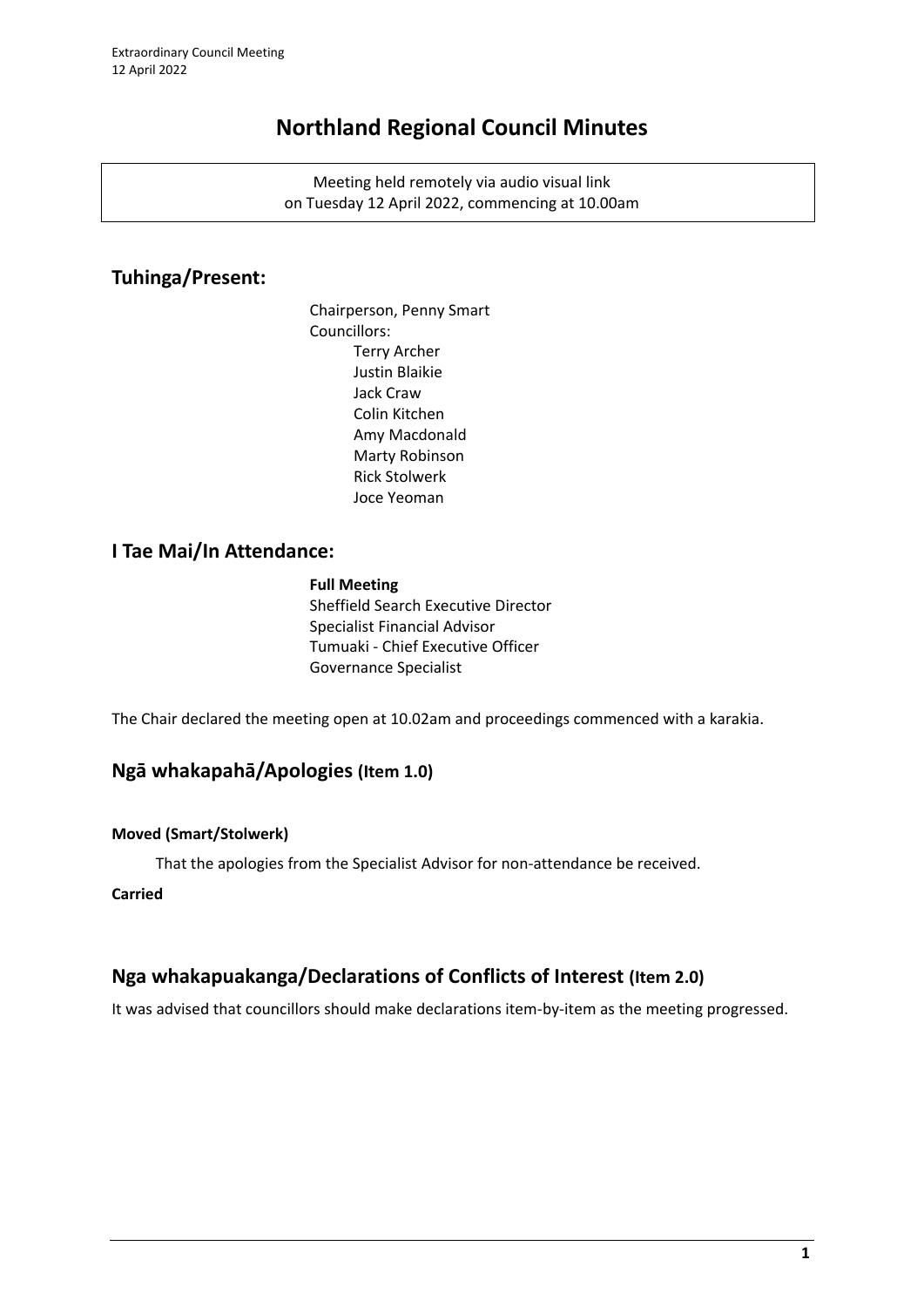# Northland Regional Council Minutes

Meeting held remotely via audio visual link
on Tuesday 12 April 2022, commencing at 10.00am

## Tuhinga/Present:

Chairperson, Penny Smart
Councillors:
- Terry Archer
- Justin Blaikie
- Jack Craw
- Colin Kitchen
- Amy Macdonald
- Marty Robinson
- Rick Stolwerk
- Joce Yeoman

## I Tae Mai/In Attendance:

**Full Meeting**
Sheffield Search Executive Director
Specialist Financial Advisor
Tumuaki - Chief Executive Officer
Governance Specialist

The Chair declared the meeting open at 10.02am and proceedings commenced with a karakia.

## Ngā whakapahā/Apologies (Item 1.0)

**Moved (Smart/Stolwerk)**

That the apologies from the Specialist Advisor for non-attendance be received.

**Carried**

## Nga whakapuakanga/Declarations of Conflicts of Interest (Item 2.0)

It was advised that councillors should make declarations item-by-item as the meeting progressed.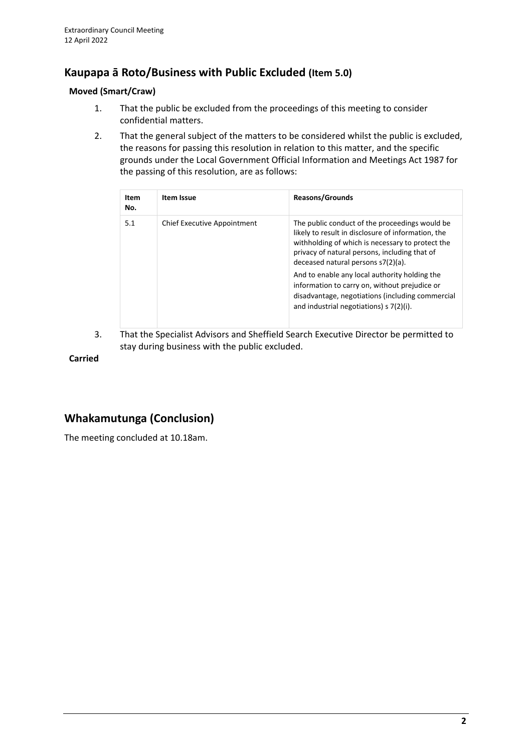## Kaupapa ā Roto/Business with Public Excluded (Item 5.0)

**Moved (Smart/Craw)**

1. That the public be excluded from the proceedings of this meeting to consider confidential matters.
2. That the general subject of the matters to be considered whilst the public is excluded, the reasons for passing this resolution in relation to this matter, and the specific grounds under the Local Government Official Information and Meetings Act 1987 for the passing of this resolution, are as follows:

| Item No. | Item Issue | Reasons/Grounds |
|---|---|---|
| 5.1 | Chief Executive Appointment | The public conduct of the proceedings would be likely to result in disclosure of information, the withholding of which is necessary to protect the privacy of natural persons, including that of deceased natural persons s7(2)(a).<br><br>And to enable any local authority holding the information to carry on, without prejudice or disadvantage, negotiations (including commercial and industrial negotiations) s 7(2)(i). |

3. That the Specialist Advisors and Sheffield Search Executive Director be permitted to stay during business with the public excluded.

**Carried**

## Whakamutunga (Conclusion)

The meeting concluded at 10.18am.